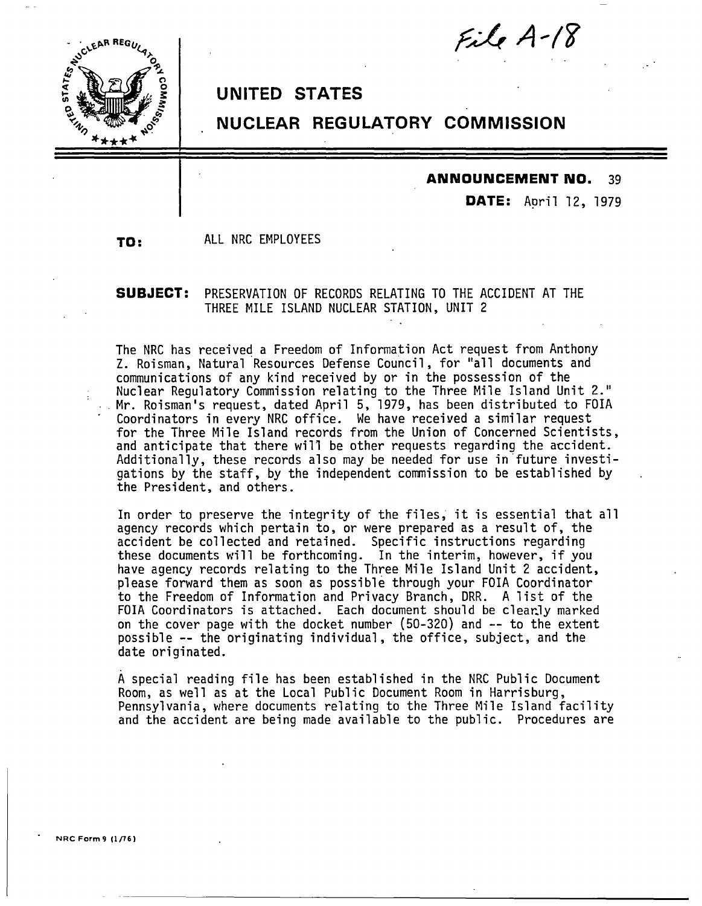File A-18

# UNITED STATES
# NUCLEAR REGULATORY COMMISSION

**ANNOUNCEMENT NO.** 39

**DATE:** April 12, 1979

**TO:** ALL NRC EMPLOYEES

**SUBJECT:** PRESERVATION OF RECORDS RELATING TO THE ACCIDENT AT THE THREE MILE ISLAND NUCLEAR STATION, UNIT 2

The NRC has received a Freedom of Information Act request from Anthony Z. Roisman, Natural Resources Defense Council, for "all documents and communications of any kind received by or in the possession of the Nuclear Regulatory Commission relating to the Three Mile Island Unit 2." Mr. Roisman's request, dated April 5, 1979, has been distributed to FOIA Coordinators in every NRC office. We have received a similar request for the Three Mile Island records from the Union of Concerned Scientists, and anticipate that there will be other requests regarding the accident. Additionally, these records also may be needed for use in future investigations by the staff, by the independent commission to be established by the President, and others.

In order to preserve the integrity of the files, it is essential that all agency records which pertain to, or were prepared as a result of, the accident be collected and retained. Specific instructions regarding these documents will be forthcoming. In the interim, however, if you have agency records relating to the Three Mile Island Unit 2 accident, please forward them as soon as possible through your FOIA Coordinator to the Freedom of Information and Privacy Branch, DRR. A list of the FOIA Coordinators is attached. Each document should be clearly marked on the cover page with the docket number (50-320) and -- to the extent possible -- the originating individual, the office, subject, and the date originated.

A special reading file has been established in the NRC Public Document Room, as well as at the Local Public Document Room in Harrisburg, Pennsylvania, where documents relating to the Three Mile Island facility and the accident are being made available to the public. Procedures are

NRC Form 9 (1/76)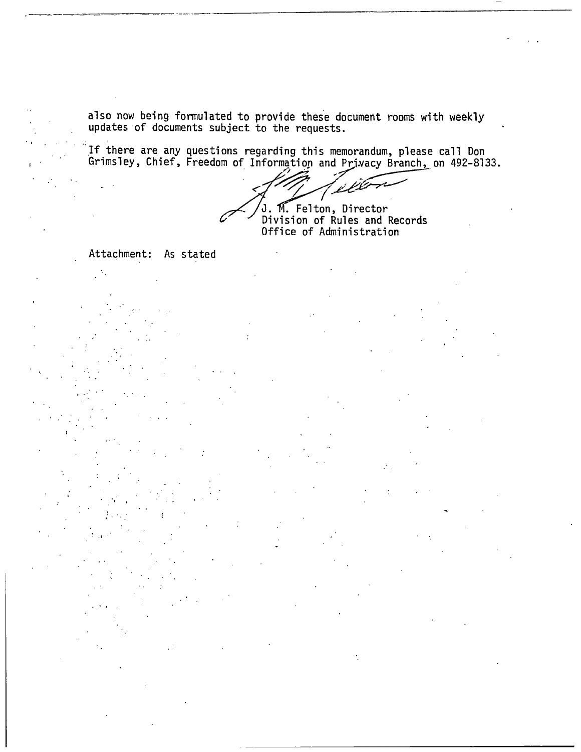also now being formulated to provide these document rooms with weekly updates of documents subject to the requests.

If there are any questions regarding this memorandum, please call Don Grimsley, Chief, Freedom of Information and Privacy Branch, on 492-8133.

J. M. Felton, Director
Division of Rules and Records
Office of Administration

Attachment: As stated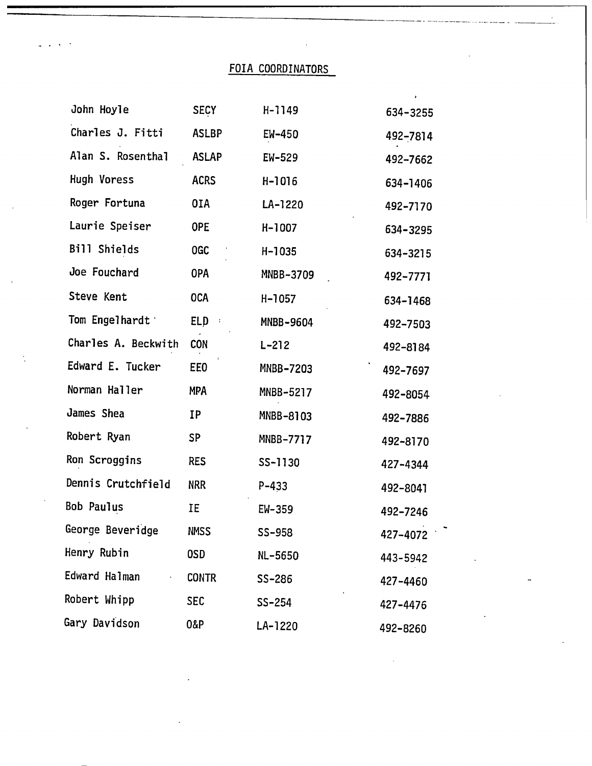# FOIA COORDINATORS

| | | | |
|---|---|---|---|
| John Hoyle | SECY | H-1149 | 634-3255 |
| Charles J. Fitti | ASLBP | EW-450 | 492-7814 |
| Alan S. Rosenthal | ASLAP | EW-529 | 492-7662 |
| Hugh Voress | ACRS | H-1016 | 634-1406 |
| Roger Fortuna | OIA | LA-1220 | 492-7170 |
| Laurie Speiser | OPE | H-1007 | 634-3295 |
| Bill Shields | OGC | H-1035 | 634-3215 |
| Joe Fouchard | OPA | MNBB-3709 | 492-7771 |
| Steve Kent | OCA | H-1057 | 634-1468 |
| Tom Engelhardt | ELD | MNBB-9604 | 492-7503 |
| Charles A. Beckwith | CON | L-212 | 492-8184 |
| Edward E. Tucker | EEO | MNBB-7203 | 492-7697 |
| Norman Haller | MPA | MNBB-5217 | 492-8054 |
| James Shea | IP | MNBB-8103 | 492-7886 |
| Robert Ryan | SP | MNBB-7717 | 492-8170 |
| Ron Scroggins | RES | SS-1130 | 427-4344 |
| Dennis Crutchfield | NRR | P-433 | 492-8041 |
| Bob Paulus | IE | EW-359 | 492-7246 |
| George Beveridge | NMSS | SS-958 | 427-4072 |
| Henry Rubin | OSD | NL-5650 | 443-5942 |
| Edward Halman | CONTR | SS-286 | 427-4460 |
| Robert Whipp | SEC | SS-254 | 427-4476 |
| Gary Davidson | O&P | LA-1220 | 492-8260 |